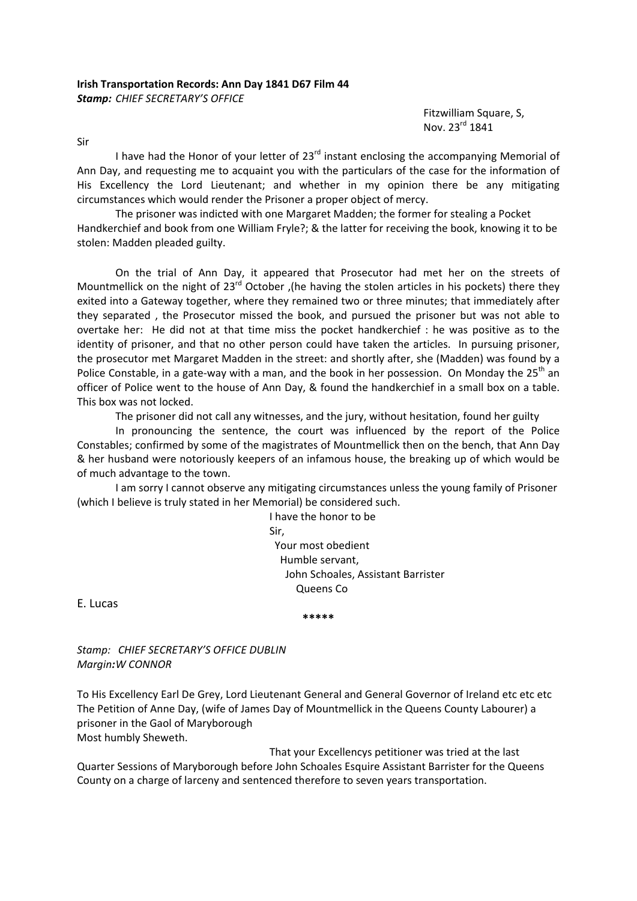**Irish Transportation Records: Ann Day 1841 D67 Film 44**
***Stamp:*** *CHIEF SECRETARY'S OFFICE*

Fitzwilliam Square, S,
Nov. 23rd 1841

Sir

I have had the Honor of your letter of 23rd instant enclosing the accompanying Memorial of Ann Day, and requesting me to acquaint you with the particulars of the case for the information of His Excellency the Lord Lieutenant; and whether in my opinion there be any mitigating circumstances which would render the Prisoner a proper object of mercy.

The prisoner was indicted with one Margaret Madden; the former for stealing a Pocket Handkerchief and book from one William Fryle?; & the latter for receiving the book, knowing it to be stolen: Madden pleaded guilty.

On the trial of Ann Day, it appeared that Prosecutor had met her on the streets of Mountmellick on the night of 23rd October ,(he having the stolen articles in his pockets) there they exited into a Gateway together, where they remained two or three minutes; that immediately after they separated , the Prosecutor missed the book, and pursued the prisoner but was not able to overtake her: He did not at that time miss the pocket handkerchief : he was positive as to the identity of prisoner, and that no other person could have taken the articles. In pursuing prisoner, the prosecutor met Margaret Madden in the street: and shortly after, she (Madden) was found by a Police Constable, in a gate-way with a man, and the book in her possession. On Monday the 25th an officer of Police went to the house of Ann Day, & found the handkerchief in a small box on a table. This box was not locked.

The prisoner did not call any witnesses, and the jury, without hesitation, found her guilty

In pronouncing the sentence, the court was influenced by the report of the Police Constables; confirmed by some of the magistrates of Mountmellick then on the bench, that Ann Day & her husband were notoriously keepers of an infamous house, the breaking up of which would be of much advantage to the town.

I am sorry I cannot observe any mitigating circumstances unless the young family of Prisoner (which I believe is truly stated in her Memorial) be considered such.

I have the honor to be
Sir,
Your most obedient
Humble servant,
John Schoales, Assistant Barrister
Queens Co

E. Lucas

\*\*\*\*\*

*Stamp: CHIEF SECRETARY'S OFFICE DUBLIN*
*Margin:* *W CONNOR*

To His Excellency Earl De Grey, Lord Lieutenant General and General Governor of Ireland etc etc etc
The Petition of Anne Day, (wife of James Day of Mountmellick in the Queens County Labourer) a prisoner in the Gaol of Maryborough
Most humbly Sheweth.

That your Excellencys petitioner was tried at the last Quarter Sessions of Maryborough before John Schoales Esquire Assistant Barrister for the Queens County on a charge of larceny and sentenced therefore to seven years transportation.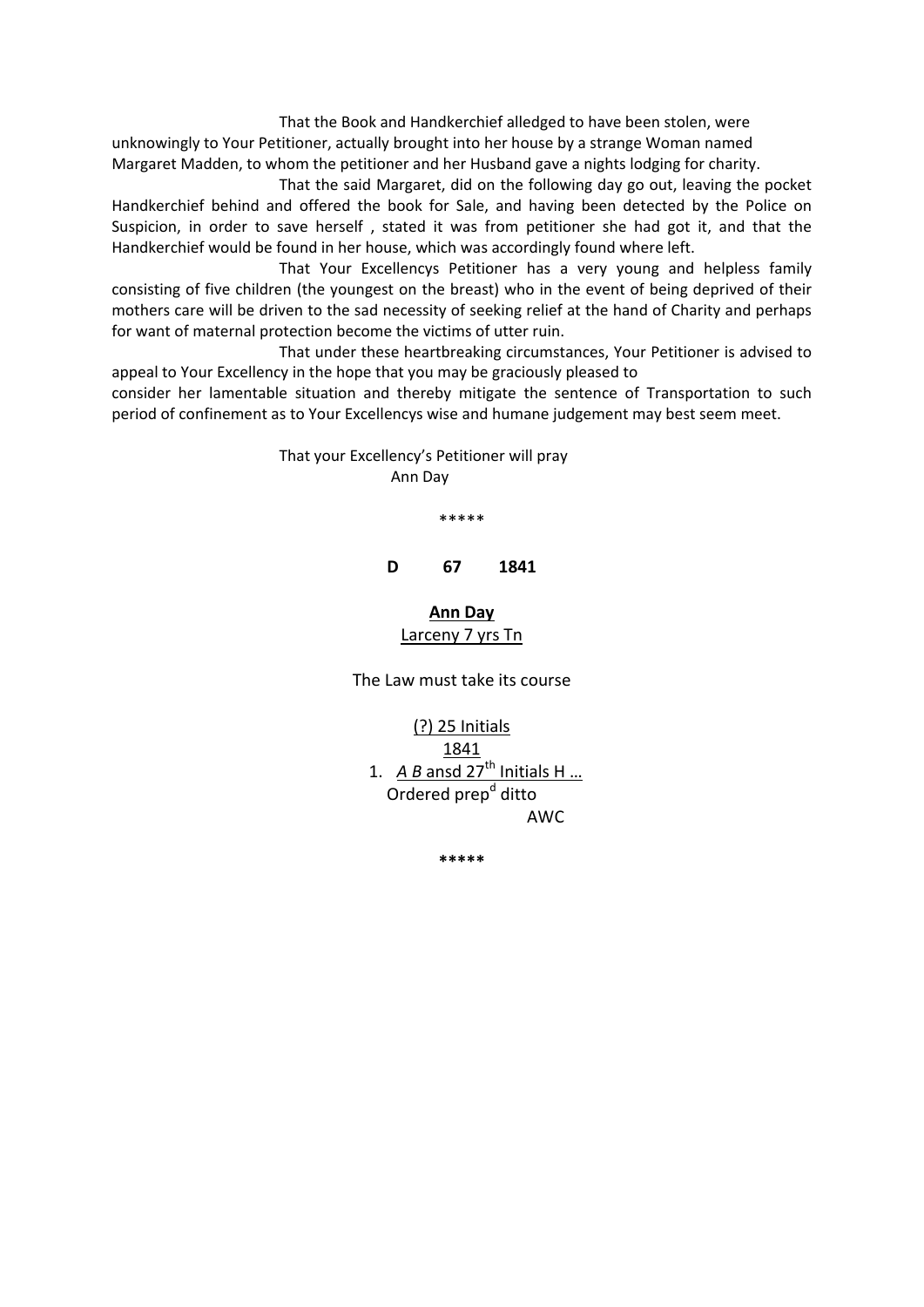That the Book and Handkerchief alledged to have been stolen, were unknowingly to Your Petitioner, actually brought into her house by a strange Woman named Margaret Madden, to whom the petitioner and her Husband gave a nights lodging for charity.

That the said Margaret, did on the following day go out, leaving the pocket Handkerchief behind and offered the book for Sale, and having been detected by the Police on Suspicion, in order to save herself , stated it was from petitioner she had got it, and that the Handkerchief would be found in her house, which was accordingly found where left.

That Your Excellencys Petitioner has a very young and helpless family consisting of five children (the youngest on the breast) who in the event of being deprived of their mothers care will be driven to the sad necessity of seeking relief at the hand of Charity and perhaps for want of maternal protection become the victims of utter ruin.

That under these heartbreaking circumstances, Your Petitioner is advised to appeal to Your Excellency in the hope that you may be graciously pleased to consider her lamentable situation and thereby mitigate the sentence of Transportation to such period of confinement as to Your Excellencys wise and humane judgement may best seem meet.

That your Excellency's Petitioner will pray
Ann Day

*****

**D 67 1841**

<u>**Ann Day**</u>
<u>Larceny 7 yrs Tn</u>

The Law must take its course

<u>(?) 25 Initials</u>
<u>1841</u>

1. <u>*A B* ansd 27th Initials H …</u>

Ordered prepd ditto
AWC

*****